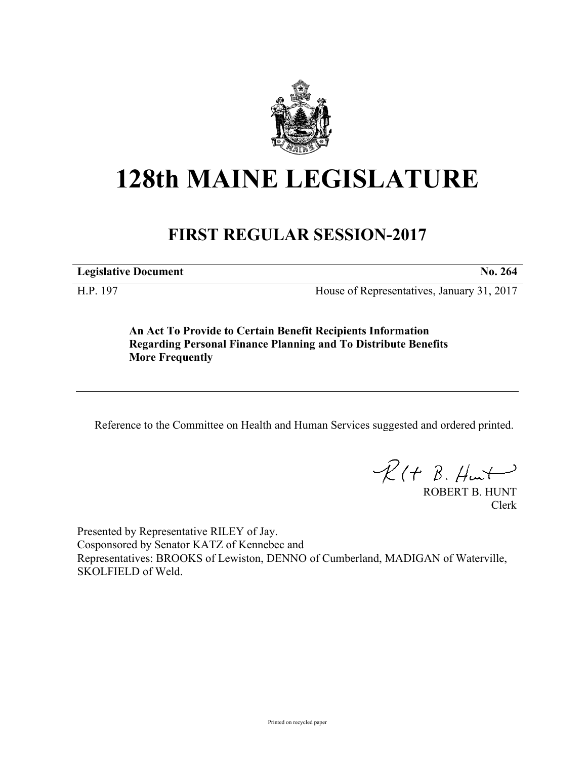# 128th MAINE LEGISLATURE

## FIRST REGULAR SESSION-2017

**Legislative Document** **No. 264**

H.P. 197 House of Representatives, January 31, 2017

**An Act To Provide to Certain Benefit Recipients Information Regarding Personal Finance Planning and To Distribute Benefits More Frequently**

---

Reference to the Committee on Health and Human Services suggested and ordered printed.

ROBERT B. HUNT
Clerk

Presented by Representative RILEY of Jay.
Cosponsored by Senator KATZ of Kennebec and
Representatives: BROOKS of Lewiston, DENNO of Cumberland, MADIGAN of Waterville, SKOLFIELD of Weld.

Printed on recycled paper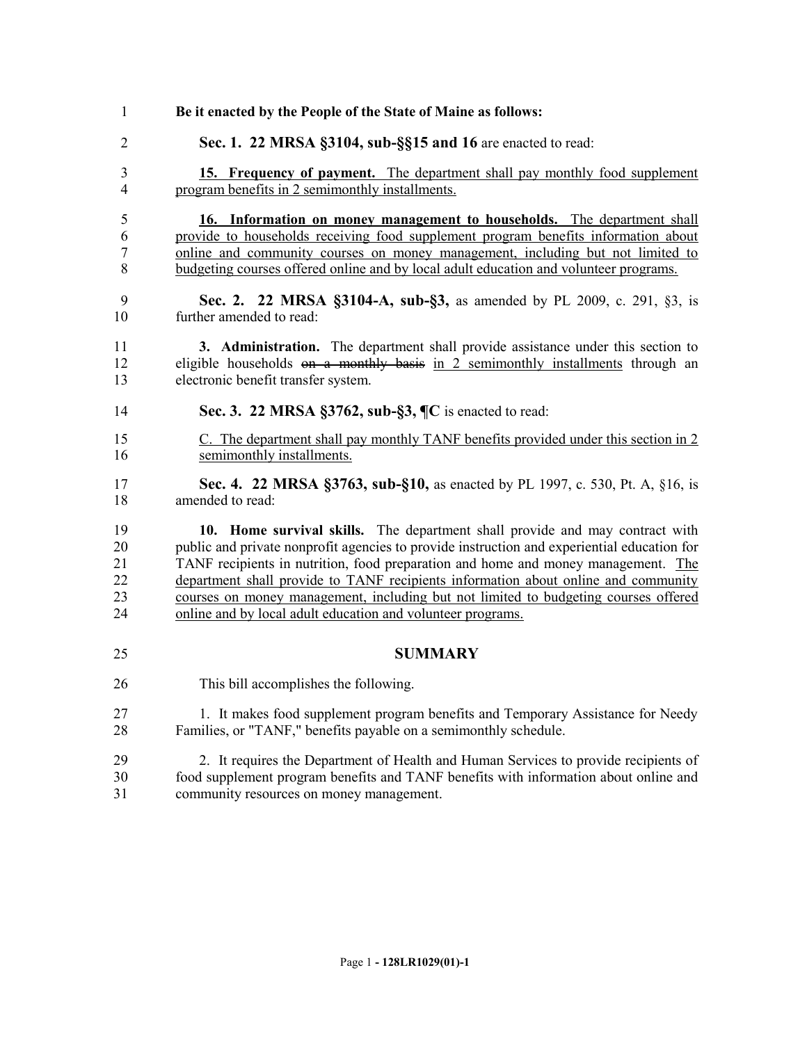**Be it enacted by the People of the State of Maine as follows:**

**Sec. 1. 22 MRSA §3104, sub-§§15 and 16** are enacted to read:

<u>**15. Frequency of payment.** The department shall pay monthly food supplement program benefits in 2 semimonthly installments.</u>

<u>**16. Information on money management to households.** The department shall provide to households receiving food supplement program benefits information about online and community courses on money management, including but not limited to budgeting courses offered online and by local adult education and volunteer programs.</u>

**Sec. 2. 22 MRSA §3104-A, sub-§3,** as amended by PL 2009, c. 291, §3, is further amended to read:

**3. Administration.** The department shall provide assistance under this section to eligible households ~~on a monthly basis~~ <u>in 2 semimonthly installments</u> through an electronic benefit transfer system.

**Sec. 3. 22 MRSA §3762, sub-§3, ¶C** is enacted to read:

<u>C. The department shall pay monthly TANF benefits provided under this section in 2 semimonthly installments.</u>

**Sec. 4. 22 MRSA §3763, sub-§10,** as enacted by PL 1997, c. 530, Pt. A, §16, is amended to read:

**10. Home survival skills.** The department shall provide and may contract with public and private nonprofit agencies to provide instruction and experiential education for TANF recipients in nutrition, food preparation and home and money management. <u>The department shall provide to TANF recipients information about online and community courses on money management, including but not limited to budgeting courses offered online and by local adult education and volunteer programs.</u>

## SUMMARY

This bill accomplishes the following.

1. It makes food supplement program benefits and Temporary Assistance for Needy Families, or "TANF," benefits payable on a semimonthly schedule.

2. It requires the Department of Health and Human Services to provide recipients of food supplement program benefits and TANF benefits with information about online and community resources on money management.